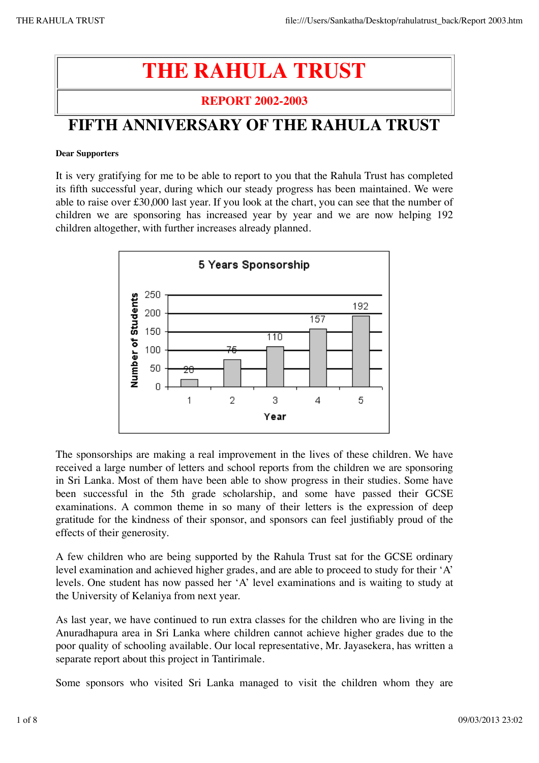# THE RAHULA TRUST

## REPORT 2002-2003

# FIFTH ANNIVERSARY OF THE RAHULA TRUST

**Dear Supporters**

It is very gratifying for me to be able to report to you that the Rahula Trust has completed its fifth successful year, during which our steady progress has been maintained. We were able to raise over £30,000 last year. If you look at the chart, you can see that the number of children we are sponsoring has increased year by year and we are now helping 192 children altogether, with further increases already planned.

**5 Years Sponsorship**

| Year | Number of Students |
|---|---|
| 1 | 20 |
| 2 | 75 |
| 3 | 110 |
| 4 | 157 |
| 5 | 192 |

The sponsorships are making a real improvement in the lives of these children. We have received a large number of letters and school reports from the children we are sponsoring in Sri Lanka. Most of them have been able to show progress in their studies. Some have been successful in the 5th grade scholarship, and some have passed their GCSE examinations. A common theme in so many of their letters is the expression of deep gratitude for the kindness of their sponsor, and sponsors can feel justifiably proud of the effects of their generosity.

A few children who are being supported by the Rahula Trust sat for the GCSE ordinary level examination and achieved higher grades, and are able to proceed to study for their 'A' levels. One student has now passed her 'A' level examinations and is waiting to study at the University of Kelaniya from next year.

As last year, we have continued to run extra classes for the children who are living in the Anuradhapura area in Sri Lanka where children cannot achieve higher grades due to the poor quality of schooling available. Our local representative, Mr. Jayasekera, has written a separate report about this project in Tantirimale.

Some sponsors who visited Sri Lanka managed to visit the children whom they are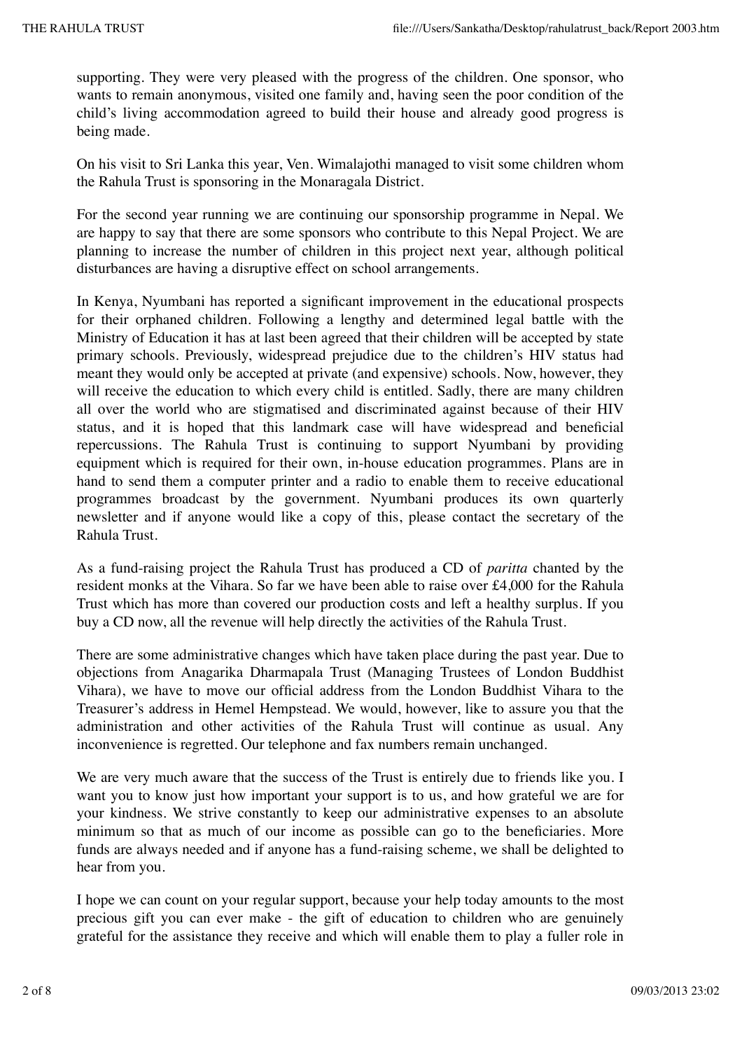supporting. They were very pleased with the progress of the children. One sponsor, who wants to remain anonymous, visited one family and, having seen the poor condition of the child's living accommodation agreed to build their house and already good progress is being made.

On his visit to Sri Lanka this year, Ven. Wimalajothi managed to visit some children whom the Rahula Trust is sponsoring in the Monaragala District.

For the second year running we are continuing our sponsorship programme in Nepal. We are happy to say that there are some sponsors who contribute to this Nepal Project. We are planning to increase the number of children in this project next year, although political disturbances are having a disruptive effect on school arrangements.

In Kenya, Nyumbani has reported a significant improvement in the educational prospects for their orphaned children. Following a lengthy and determined legal battle with the Ministry of Education it has at last been agreed that their children will be accepted by state primary schools. Previously, widespread prejudice due to the children's HIV status had meant they would only be accepted at private (and expensive) schools. Now, however, they will receive the education to which every child is entitled. Sadly, there are many children all over the world who are stigmatised and discriminated against because of their HIV status, and it is hoped that this landmark case will have widespread and beneficial repercussions. The Rahula Trust is continuing to support Nyumbani by providing equipment which is required for their own, in-house education programmes. Plans are in hand to send them a computer printer and a radio to enable them to receive educational programmes broadcast by the government. Nyumbani produces its own quarterly newsletter and if anyone would like a copy of this, please contact the secretary of the Rahula Trust.

As a fund-raising project the Rahula Trust has produced a CD of *paritta* chanted by the resident monks at the Vihara. So far we have been able to raise over £4,000 for the Rahula Trust which has more than covered our production costs and left a healthy surplus. If you buy a CD now, all the revenue will help directly the activities of the Rahula Trust.

There are some administrative changes which have taken place during the past year. Due to objections from Anagarika Dharmapala Trust (Managing Trustees of London Buddhist Vihara), we have to move our official address from the London Buddhist Vihara to the Treasurer's address in Hemel Hempstead. We would, however, like to assure you that the administration and other activities of the Rahula Trust will continue as usual. Any inconvenience is regretted. Our telephone and fax numbers remain unchanged.

We are very much aware that the success of the Trust is entirely due to friends like you. I want you to know just how important your support is to us, and how grateful we are for your kindness. We strive constantly to keep our administrative expenses to an absolute minimum so that as much of our income as possible can go to the beneficiaries. More funds are always needed and if anyone has a fund-raising scheme, we shall be delighted to hear from you.

I hope we can count on your regular support, because your help today amounts to the most precious gift you can ever make - the gift of education to children who are genuinely grateful for the assistance they receive and which will enable them to play a fuller role in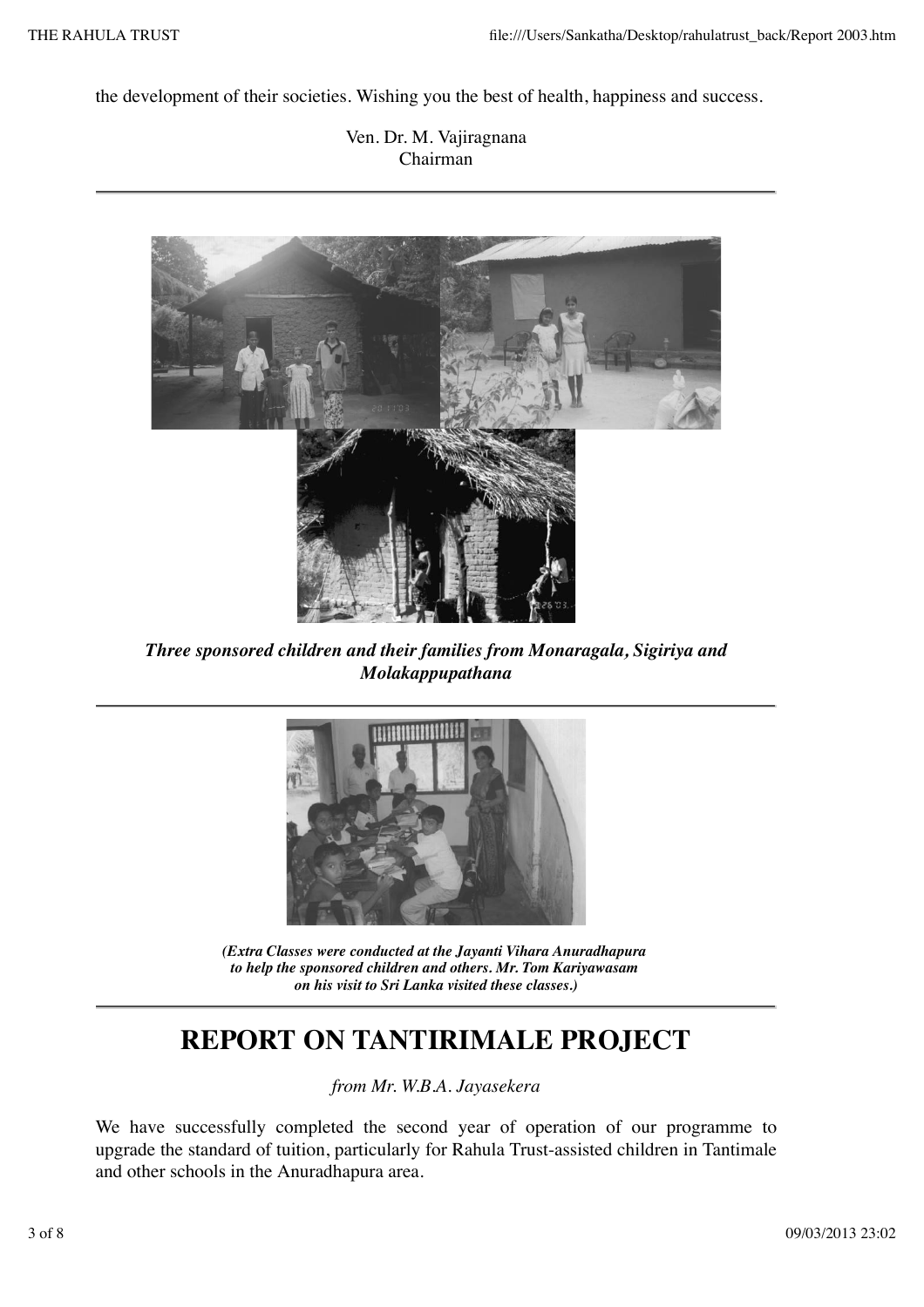the development of their societies. Wishing you the best of health, happiness and success.

Ven. Dr. M. Vajiragnana
Chairman

***Three sponsored children and their families from Monaragala, Sigiriya and Molakappupathana***

***(Extra Classes were conducted at the Jayanti Vihara Anuradhapura to help the sponsored children and others. Mr. Tom Kariyawasam on his visit to Sri Lanka visited these classes.)***

# REPORT ON TANTIRIMALE PROJECT

*from Mr. W.B.A. Jayasekera*

We have successfully completed the second year of operation of our programme to upgrade the standard of tuition, particularly for Rahula Trust-assisted children in Tantimale and other schools in the Anuradhapura area.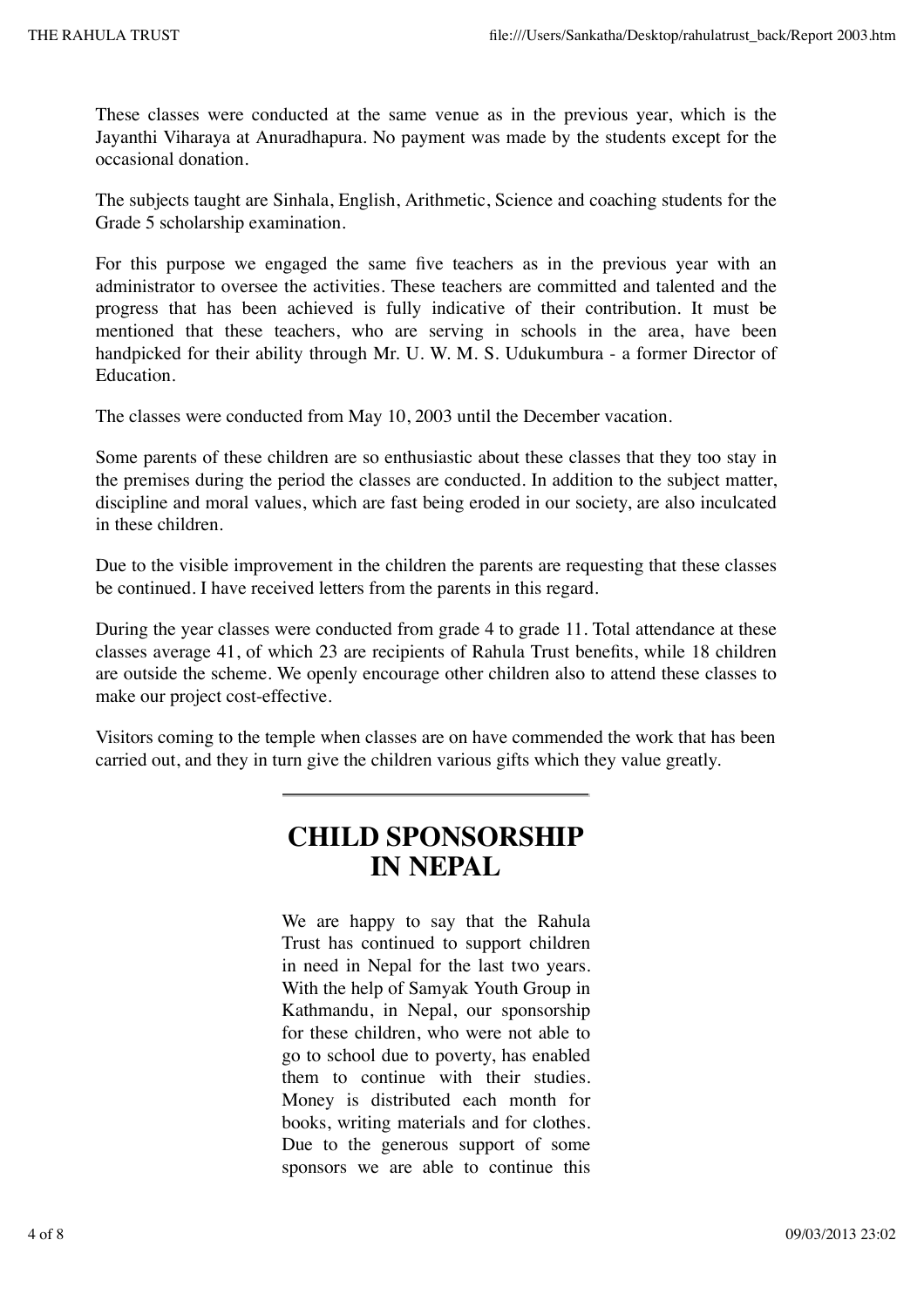These classes were conducted at the same venue as in the previous year, which is the Jayanthi Viharaya at Anuradhapura. No payment was made by the students except for the occasional donation.

The subjects taught are Sinhala, English, Arithmetic, Science and coaching students for the Grade 5 scholarship examination.

For this purpose we engaged the same five teachers as in the previous year with an administrator to oversee the activities. These teachers are committed and talented and the progress that has been achieved is fully indicative of their contribution. It must be mentioned that these teachers, who are serving in schools in the area, have been handpicked for their ability through Mr. U. W. M. S. Udukumbura - a former Director of Education.

The classes were conducted from May 10, 2003 until the December vacation.

Some parents of these children are so enthusiastic about these classes that they too stay in the premises during the period the classes are conducted. In addition to the subject matter, discipline and moral values, which are fast being eroded in our society, are also inculcated in these children.

Due to the visible improvement in the children the parents are requesting that these classes be continued. I have received letters from the parents in this regard.

During the year classes were conducted from grade 4 to grade 11. Total attendance at these classes average 41, of which 23 are recipients of Rahula Trust benefits, while 18 children are outside the scheme. We openly encourage other children also to attend these classes to make our project cost-effective.

Visitors coming to the temple when classes are on have commended the work that has been carried out, and they in turn give the children various gifts which they value greatly.

---

# CHILD SPONSORSHIP IN NEPAL

We are happy to say that the Rahula Trust has continued to support children in need in Nepal for the last two years. With the help of Samyak Youth Group in Kathmandu, in Nepal, our sponsorship for these children, who were not able to go to school due to poverty, has enabled them to continue with their studies. Money is distributed each month for books, writing materials and for clothes. Due to the generous support of some sponsors we are able to continue this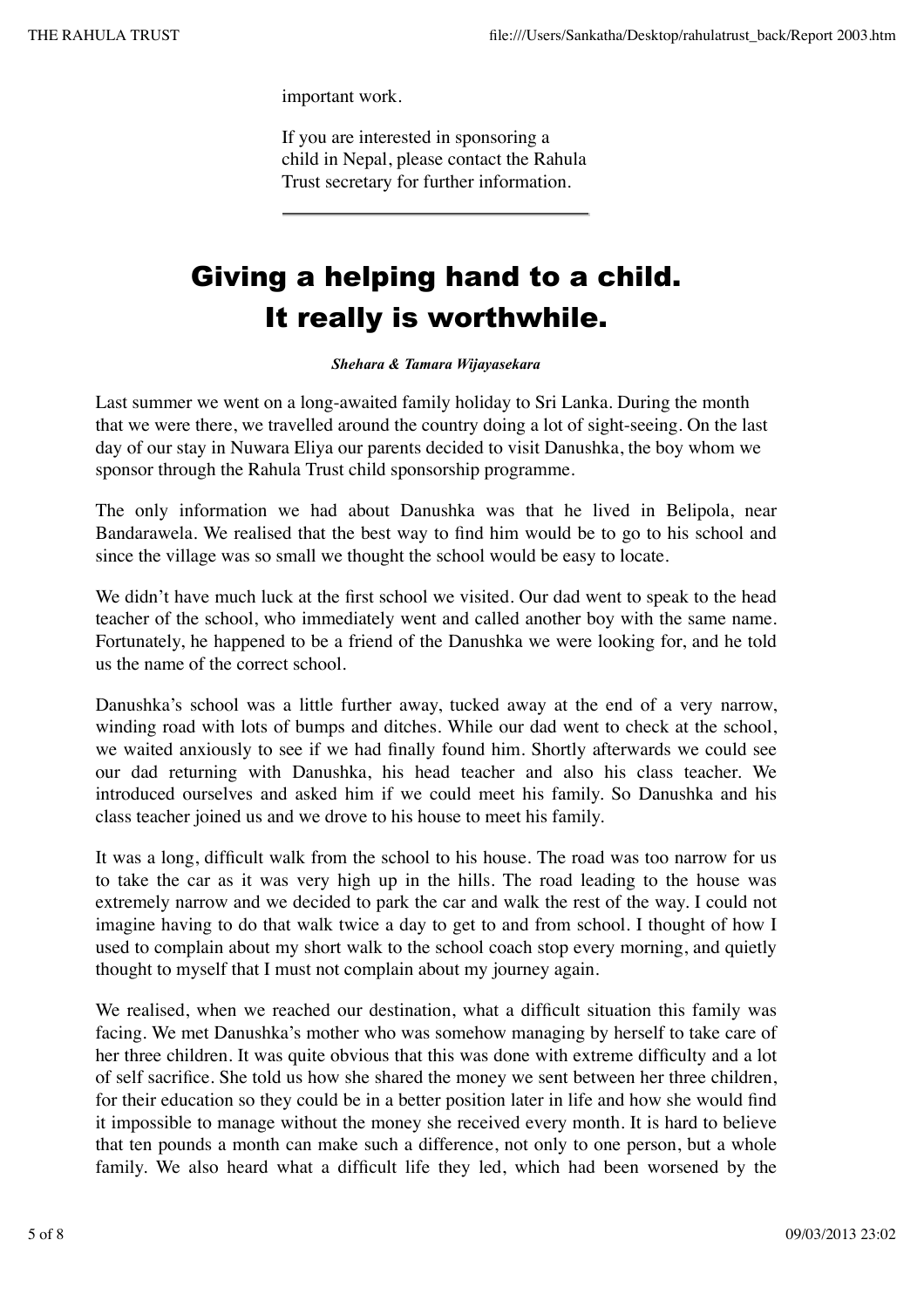important work.

If you are interested in sponsoring a child in Nepal, please contact the Rahula Trust secretary for further information.

---

# Giving a helping hand to a child. It really is worthwhile.

***Shehara & Tamara Wijayasekara***

Last summer we went on a long-awaited family holiday to Sri Lanka. During the month that we were there, we travelled around the country doing a lot of sight-seeing. On the last day of our stay in Nuwara Eliya our parents decided to visit Danushka, the boy whom we sponsor through the Rahula Trust child sponsorship programme.

The only information we had about Danushka was that he lived in Belipola, near Bandarawela. We realised that the best way to find him would be to go to his school and since the village was so small we thought the school would be easy to locate.

We didn't have much luck at the first school we visited. Our dad went to speak to the head teacher of the school, who immediately went and called another boy with the same name. Fortunately, he happened to be a friend of the Danushka we were looking for, and he told us the name of the correct school.

Danushka's school was a little further away, tucked away at the end of a very narrow, winding road with lots of bumps and ditches. While our dad went to check at the school, we waited anxiously to see if we had finally found him. Shortly afterwards we could see our dad returning with Danushka, his head teacher and also his class teacher. We introduced ourselves and asked him if we could meet his family. So Danushka and his class teacher joined us and we drove to his house to meet his family.

It was a long, difficult walk from the school to his house. The road was too narrow for us to take the car as it was very high up in the hills. The road leading to the house was extremely narrow and we decided to park the car and walk the rest of the way. I could not imagine having to do that walk twice a day to get to and from school. I thought of how I used to complain about my short walk to the school coach stop every morning, and quietly thought to myself that I must not complain about my journey again.

We realised, when we reached our destination, what a difficult situation this family was facing. We met Danushka's mother who was somehow managing by herself to take care of her three children. It was quite obvious that this was done with extreme difficulty and a lot of self sacrifice. She told us how she shared the money we sent between her three children, for their education so they could be in a better position later in life and how she would find it impossible to manage without the money she received every month. It is hard to believe that ten pounds a month can make such a difference, not only to one person, but a whole family. We also heard what a difficult life they led, which had been worsened by the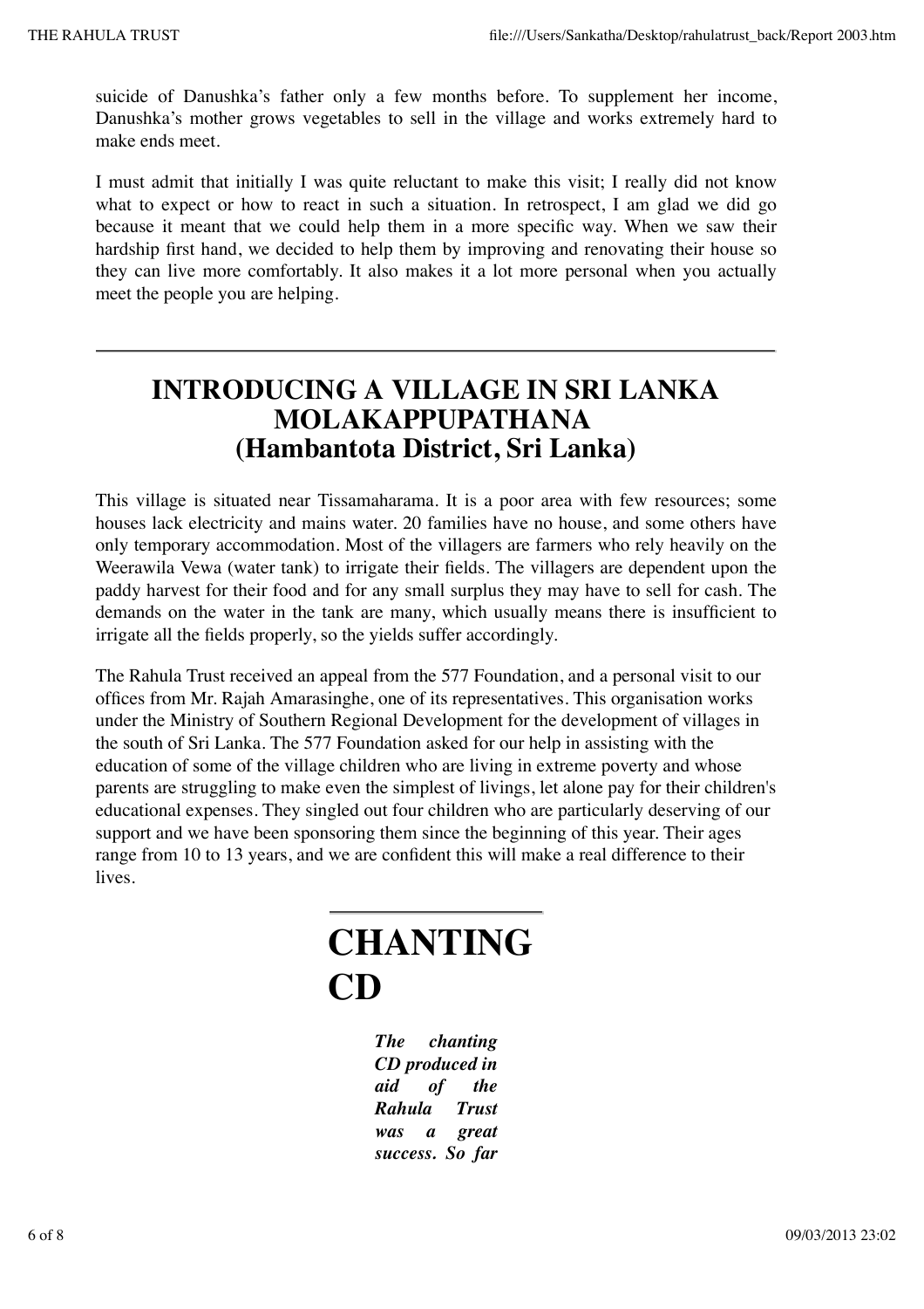suicide of Danushka's father only a few months before. To supplement her income, Danushka's mother grows vegetables to sell in the village and works extremely hard to make ends meet.

I must admit that initially I was quite reluctant to make this visit; I really did not know what to expect or how to react in such a situation. In retrospect, I am glad we did go because it meant that we could help them in a more specific way. When we saw their hardship first hand, we decided to help them by improving and renovating their house so they can live more comfortably. It also makes it a lot more personal when you actually meet the people you are helping.

---

## INTRODUCING A VILLAGE IN SRI LANKA MOLAKAPPUPATHANA (Hambantota District, Sri Lanka)

This village is situated near Tissamaharama. It is a poor area with few resources; some houses lack electricity and mains water. 20 families have no house, and some others have only temporary accommodation. Most of the villagers are farmers who rely heavily on the Weerawila Vewa (water tank) to irrigate their fields. The villagers are dependent upon the paddy harvest for their food and for any small surplus they may have to sell for cash. The demands on the water in the tank are many, which usually means there is insufficient to irrigate all the fields properly, so the yields suffer accordingly.

The Rahula Trust received an appeal from the 577 Foundation, and a personal visit to our offices from Mr. Rajah Amarasinghe, one of its representatives. This organisation works under the Ministry of Southern Regional Development for the development of villages in the south of Sri Lanka. The 577 Foundation asked for our help in assisting with the education of some of the village children who are living in extreme poverty and whose parents are struggling to make even the simplest of livings, let alone pay for their children's educational expenses. They singled out four children who are particularly deserving of our support and we have been sponsoring them since the beginning of this year. Their ages range from 10 to 13 years, and we are confident this will make a real difference to their lives.

---

## CHANTING CD

***The chanting CD produced in aid of the Rahula Trust was a great success. So far***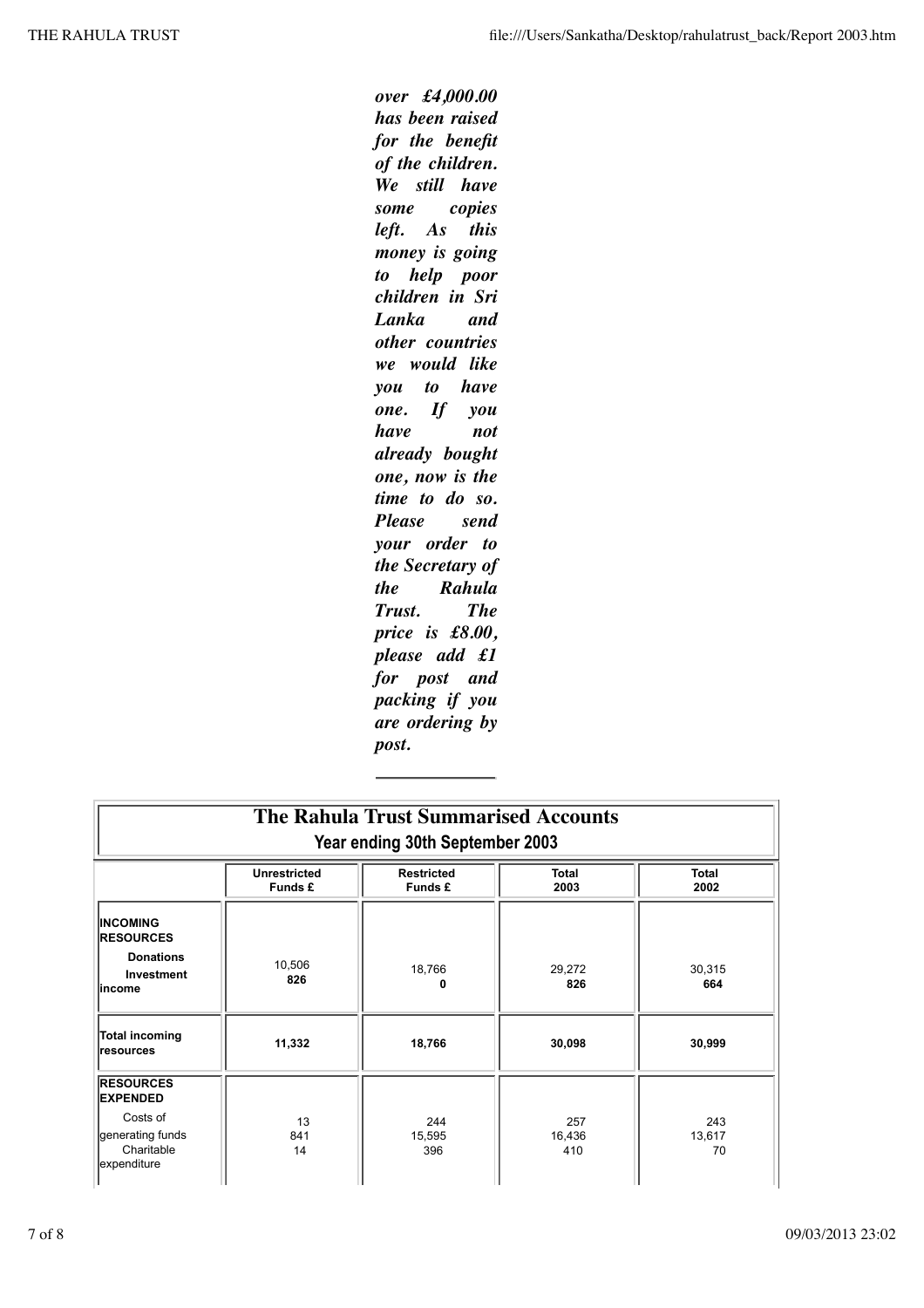***over £4,000.00 has been raised for the benefit of the children. We still have some copies left. As this money is going to help poor children in Sri Lanka and other countries we would like you to have one. If you have not already bought one, now is the time to do so. Please send your order to the Secretary of the Rahula Trust. The price is £8.00, please add £1 for post and packing if you are ordering by post.***

---

## The Rahula Trust Summarised Accounts

### Year ending 30th September 2003

| | Unrestricted Funds £ | Restricted Funds £ | Total 2003 | Total 2002 |
|---|---|---|---|---|
| **INCOMING RESOURCES** | | | | |
| **Donations** | 10,506 | 18,766 | 29,272 | 30,315 |
| **Investment income** | **826** | **0** | **826** | **664** |
| **Total incoming resources** | **11,332** | **18,766** | **30,098** | **30,999** |
| **RESOURCES EXPENDED** | | | | |
| Costs of generating funds | 13 | 244 | 257 | 243 |
| Charitable expenditure | 841 | 15,595 | 16,436 | 13,617 |
| | 14 | 396 | 410 | 70 |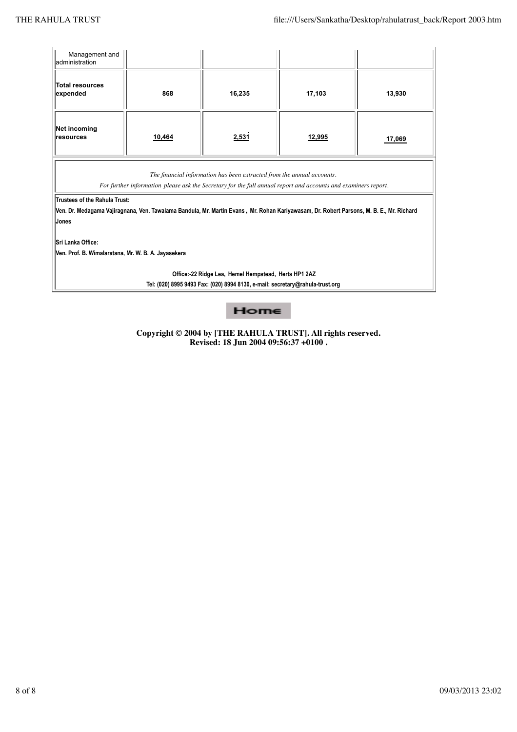| | | | | |
|---|---|---|---|---|
| Management and administration | | | | |
| **Total resources expended** | **868** | **16,235** | **17,103** | **13,930** |
| **Net incoming resources** | **10,464** | **2,531** | **12,995** | **17,069** |

*The financial information has been extracted from the annual accounts.*
*For further information please ask the Secretary for the full annual report and accounts and examiners report.*

**Trustees of the Rahula Trust:**

**Ven. Dr. Medagama Vajiragnana, Ven. Tawalama Bandula, Mr. Martin Evans, Mr. Rohan Kariyawasam, Dr. Robert Parsons, M. B. E., Mr. Richard Jones**

**Sri Lanka Office:**

**Ven. Prof. B. Wimalaratana, Mr. W. B. A. Jayasekera**

**Office:-22 Ridge Lea, Hemel Hempstead, Herts HP1 2AZ**
**Tel: (020) 8995 9493 Fax: (020) 8994 8130, e-mail: secretary@rahula-trust.org**

Home

**Copyright © 2004 by [THE RAHULA TRUST]. All rights reserved.**
**Revised: 18 Jun 2004 09:56:37 +0100 .**